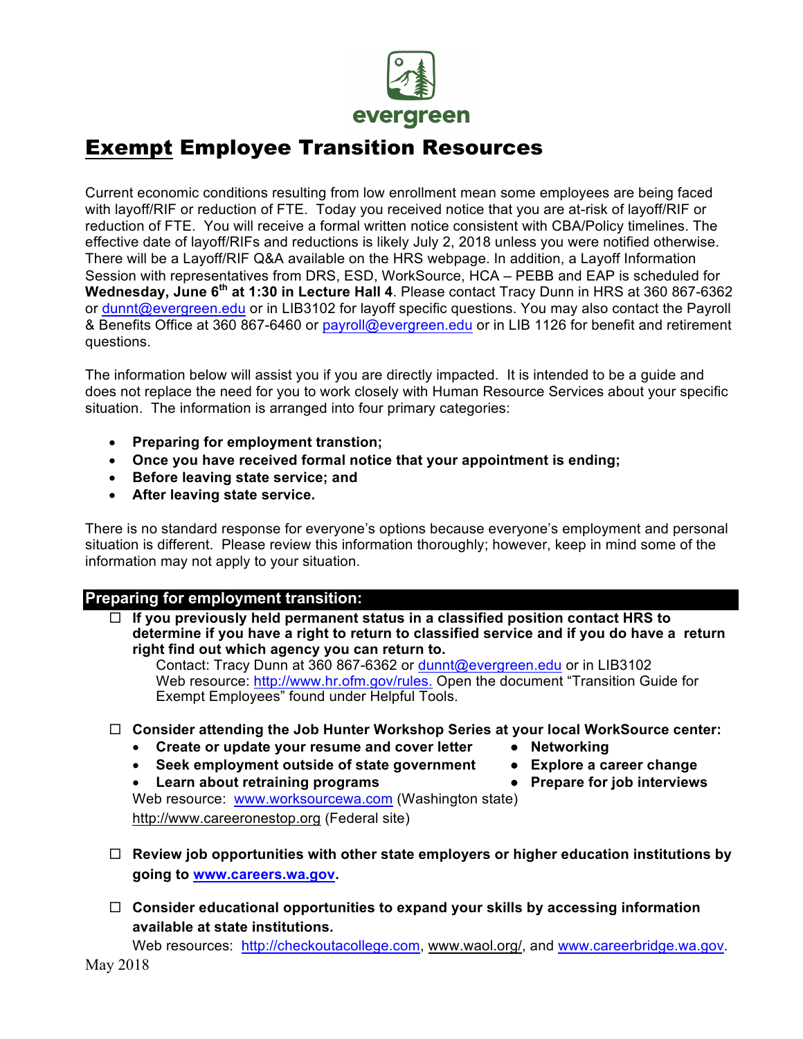evergreen

# **Exempt** Employee Transition Resources

Current economic conditions resulting from low enrollment mean some employees are being faced with layoff/RIF or reduction of FTE. Today you received notice that you are at-risk of layoff/RIF or reduction of FTE. You will receive a formal written notice consistent with CBA/Policy timelines. The effective date of layoff/RIFs and reductions is likely July 2, 2018 unless you were notified otherwise. There will be a Layoff/RIF Q&A available on the HRS webpage. In addition, a Layoff Information Session with representatives from DRS, ESD, WorkSource, HCA – PEBB and EAP is scheduled for **Wednesday, June 6th at 1:30 in Lecture Hall 4**. Please contact Tracy Dunn in HRS at 360 867-6362 or dunnt@evergreen.edu or in LIB3102 for layoff specific questions. You may also contact the Payroll & Benefits Office at 360 867-6460 or payroll@evergreen.edu or in LIB 1126 for benefit and retirement questions.

The information below will assist you if you are directly impacted. It is intended to be a guide and does not replace the need for you to work closely with Human Resource Services about your specific situation. The information is arranged into four primary categories:

- **Preparing for employment transtion;**
- **Once you have received formal notice that your appointment is ending;**
- **Before leaving state service; and**
- **After leaving state service.**

There is no standard response for everyone's options because everyone's employment and personal situation is different. Please review this information thoroughly; however, keep in mind some of the information may not apply to your situation.

## Preparing for employment transition:

- ☐ **If you previously held permanent status in a classified position contact HRS to determine if you have a right to return to classified service and if you do have a return right find out which agency you can return to.**
  Contact: Tracy Dunn at 360 867-6362 or dunnt@evergreen.edu or in LIB3102
  Web resource: http://www.hr.ofm.gov/rules. Open the document "Transition Guide for Exempt Employees" found under Helpful Tools.

- ☐ **Consider attending the Job Hunter Workshop Series at your local WorkSource center:**
  - **Create or update your resume and cover letter**
  - **Seek employment outside of state government**
  - **Learn about retraining programs**
  - **Networking**
  - **Explore a career change**
  - **Prepare for job interviews**

  Web resource: www.worksourcewa.com (Washington state)
  http://www.careeronestop.org (Federal site)

- ☐ **Review job opportunities with other state employers or higher education institutions by going to www.careers.wa.gov.**

- ☐ **Consider educational opportunities to expand your skills by accessing information available at state institutions.**
  Web resources: http://checkoutacollege.com, www.waol.org/, and www.careerbridge.wa.gov.

May 2018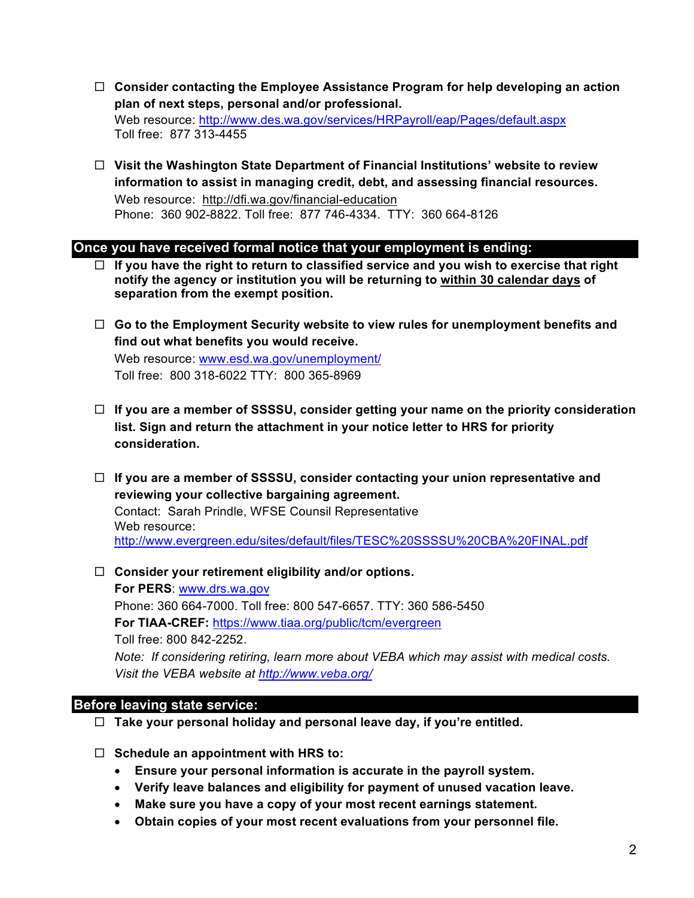- ☐ **Consider contacting the Employee Assistance Program for help developing an action plan of next steps, personal and/or professional.**
  Web resource: [http://www.des.wa.gov/services/HRPayroll/eap/Pages/default.aspx](http://www.des.wa.gov/services/HRPayroll/eap/Pages/default.aspx)
  Toll free: 877 313-4455

- ☐ **Visit the Washington State Department of Financial Institutions' website to review information to assist in managing credit, debt, and assessing financial resources.**
  Web resource: http://dfi.wa.gov/financial-education
  Phone: 360 902-8822. Toll free: 877 746-4334. TTY: 360 664-8126

## Once you have received formal notice that your employment is ending:

- ☐ **If you have the right to return to classified service and you wish to exercise that right notify the agency or institution you will be returning to <u>within 30 calendar days</u> of separation from the exempt position.**

- ☐ **Go to the Employment Security website to view rules for unemployment benefits and find out what benefits you would receive.**
  Web resource: [www.esd.wa.gov/unemployment/](http://www.esd.wa.gov/unemployment/)
  Toll free: 800 318-6022 TTY: 800 365-8969

- ☐ **If you are a member of SSSSU, consider getting your name on the priority consideration list. Sign and return the attachment in your notice letter to HRS for priority consideration.**

- ☐ **If you are a member of SSSSU, consider contacting your union representative and reviewing your collective bargaining agreement.**
  Contact: Sarah Prindle, WFSE Counsil Representative
  Web resource:
  [http://www.evergreen.edu/sites/default/files/TESC%20SSSSU%20CBA%20FINAL.pdf](http://www.evergreen.edu/sites/default/files/TESC%20SSSSU%20CBA%20FINAL.pdf)

- ☐ **Consider your retirement eligibility and/or options.**
  **For PERS**: [www.drs.wa.gov](http://www.drs.wa.gov)
  Phone: 360 664-7000. Toll free: 800 547-6657. TTY: 360 586-5450
  **For TIAA-CREF:** [https://www.tiaa.org/public/tcm/evergreen](https://www.tiaa.org/public/tcm/evergreen)
  Toll free: 800 842-2252.
  *Note: If considering retiring, learn more about VEBA which may assist with medical costs. Visit the VEBA website at [http://www.veba.org/](http://www.veba.org/)*

## Before leaving state service:

- ☐ **Take your personal holiday and personal leave day, if you're entitled.**

- ☐ **Schedule an appointment with HRS to:**
  - **Ensure your personal information is accurate in the payroll system.**
  - **Verify leave balances and eligibility for payment of unused vacation leave.**
  - **Make sure you have a copy of your most recent earnings statement.**
  - **Obtain copies of your most recent evaluations from your personnel file.**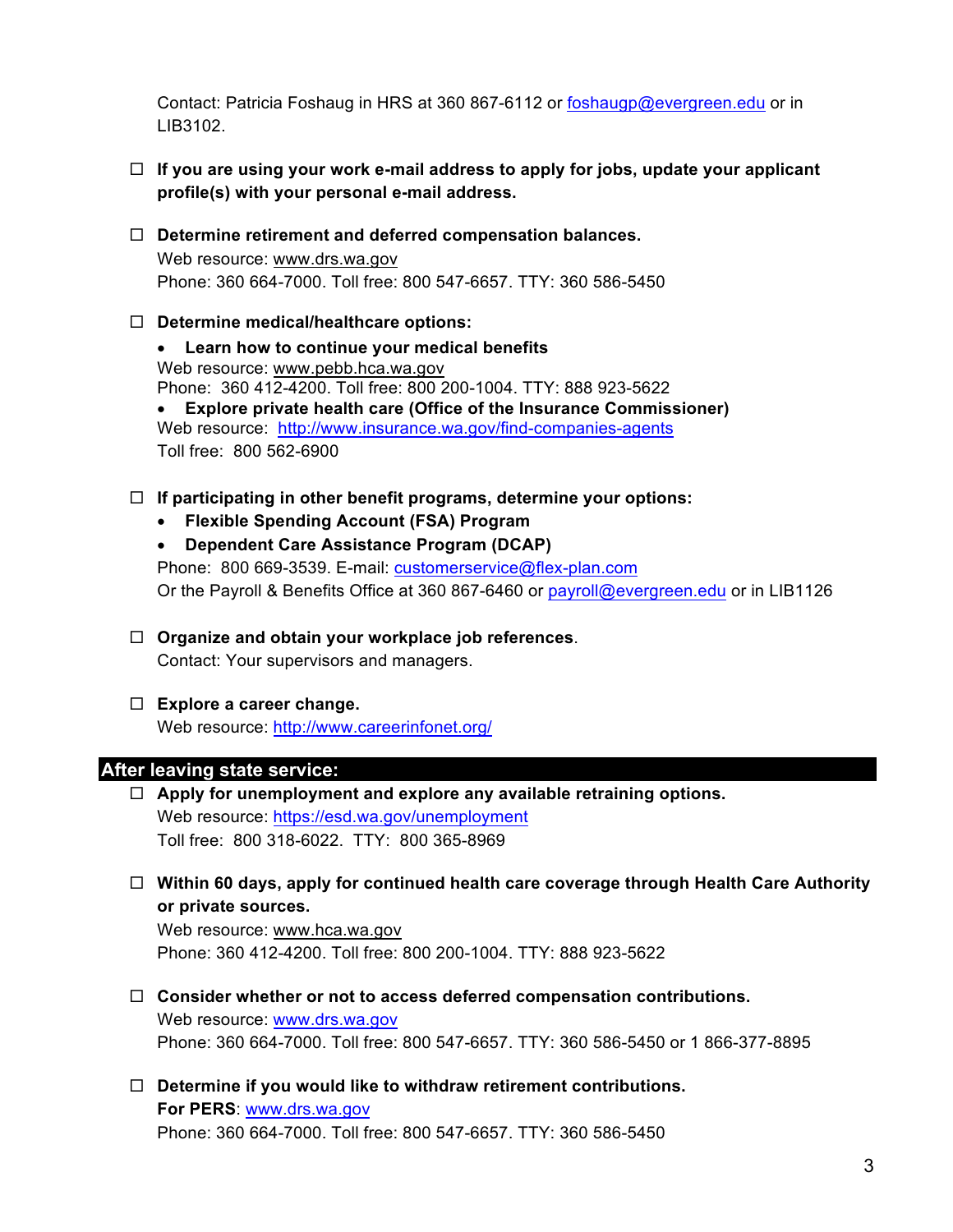Contact: Patricia Foshaug in HRS at 360 867-6112 or foshaugp@evergreen.edu or in LIB3102.

- ☐ **If you are using your work e-mail address to apply for jobs, update your applicant profile(s) with your personal e-mail address.**

- ☐ **Determine retirement and deferred compensation balances.**
  Web resource: www.drs.wa.gov
  Phone: 360 664-7000. Toll free: 800 547-6657. TTY: 360 586-5450

- ☐ **Determine medical/healthcare options:**
  - **Learn how to continue your medical benefits**
    Web resource: www.pebb.hca.wa.gov
    Phone: 360 412-4200. Toll free: 800 200-1004. TTY: 888 923-5622
  - **Explore private health care (Office of the Insurance Commissioner)**
    Web resource: http://www.insurance.wa.gov/find-companies-agents
    Toll free: 800 562-6900

- ☐ **If participating in other benefit programs, determine your options:**
  - **Flexible Spending Account (FSA) Program**
  - **Dependent Care Assistance Program (DCAP)**

  Phone: 800 669-3539. E-mail: customerservice@flex-plan.com
  Or the Payroll & Benefits Office at 360 867-6460 or payroll@evergreen.edu or in LIB1126

- ☐ **Organize and obtain your workplace job references**.
  Contact: Your supervisors and managers.

- ☐ **Explore a career change.**
  Web resource: http://www.careerinfonet.org/

## After leaving state service:

- ☐ **Apply for unemployment and explore any available retraining options.**
  Web resource: https://esd.wa.gov/unemployment
  Toll free: 800 318-6022. TTY: 800 365-8969

- ☐ **Within 60 days, apply for continued health care coverage through Health Care Authority or private sources.**
  Web resource: www.hca.wa.gov
  Phone: 360 412-4200. Toll free: 800 200-1004. TTY: 888 923-5622

- ☐ **Consider whether or not to access deferred compensation contributions.**
  Web resource: www.drs.wa.gov
  Phone: 360 664-7000. Toll free: 800 547-6657. TTY: 360 586-5450 or 1 866-377-8895

- ☐ **Determine if you would like to withdraw retirement contributions.**
  **For PERS**: www.drs.wa.gov
  Phone: 360 664-7000. Toll free: 800 547-6657. TTY: 360 586-5450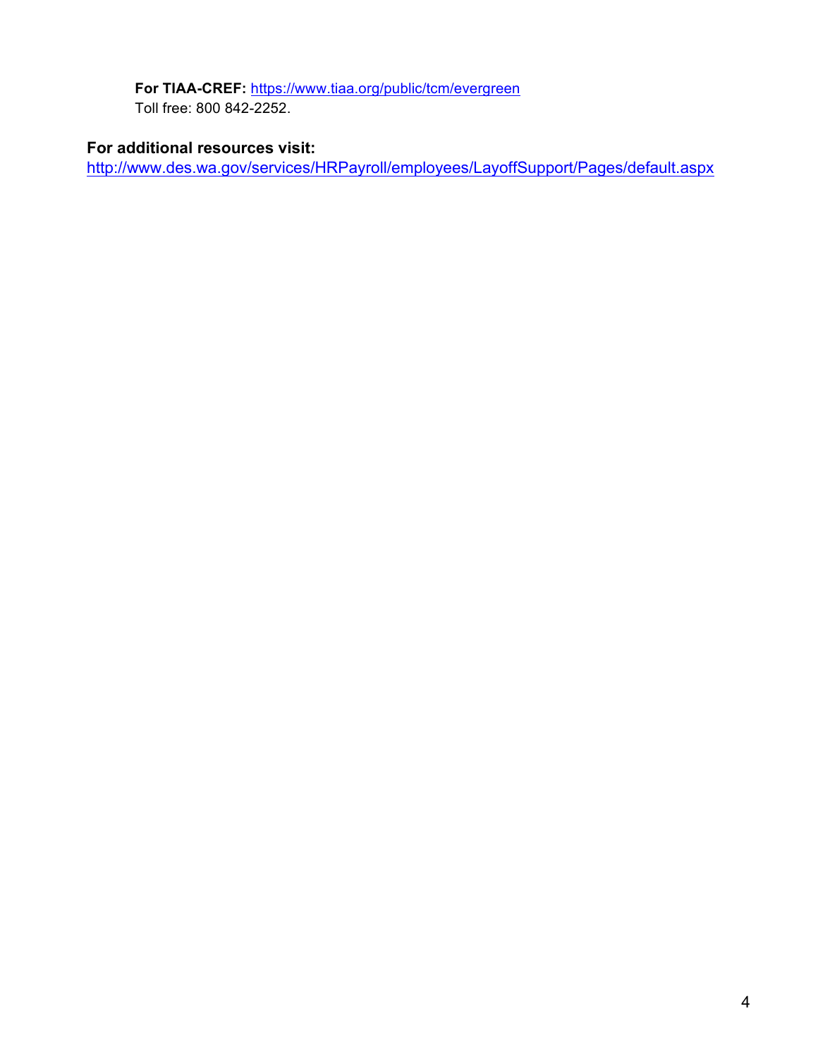**For TIAA-CREF:** https://www.tiaa.org/public/tcm/evergreen
Toll free: 800 842-2252.

**For additional resources visit:**
http://www.des.wa.gov/services/HRPayroll/employees/LayoffSupport/Pages/default.aspx